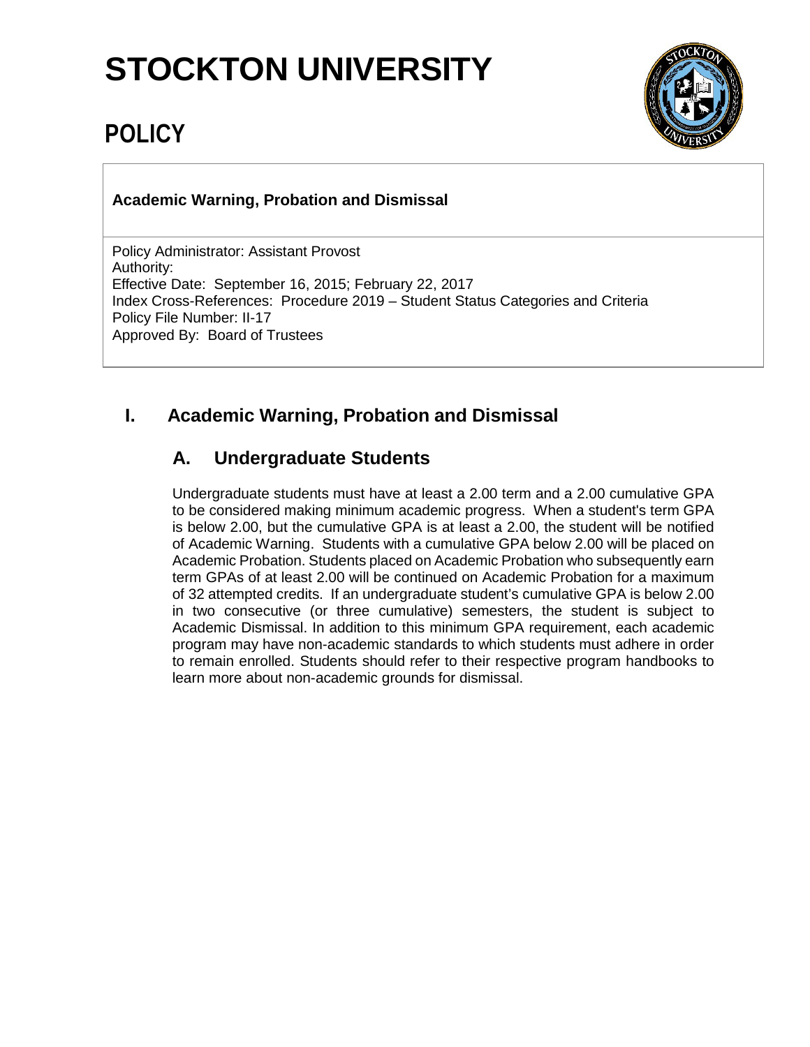# STOCKTON UNIVERSITY

## POLICY

**Academic Warning, Probation and Dismissal**

Policy Administrator: Assistant Provost
Authority:
Effective Date: September 16, 2015; February 22, 2017
Index Cross-References: Procedure 2019 – Student Status Categories and Criteria
Policy File Number: II-17
Approved By: Board of Trustees

## I. Academic Warning, Probation and Dismissal

### A. Undergraduate Students

Undergraduate students must have at least a 2.00 term and a 2.00 cumulative GPA to be considered making minimum academic progress. When a student's term GPA is below 2.00, but the cumulative GPA is at least a 2.00, the student will be notified of Academic Warning. Students with a cumulative GPA below 2.00 will be placed on Academic Probation. Students placed on Academic Probation who subsequently earn term GPAs of at least 2.00 will be continued on Academic Probation for a maximum of 32 attempted credits. If an undergraduate student's cumulative GPA is below 2.00 in two consecutive (or three cumulative) semesters, the student is subject to Academic Dismissal. In addition to this minimum GPA requirement, each academic program may have non-academic standards to which students must adhere in order to remain enrolled. Students should refer to their respective program handbooks to learn more about non-academic grounds for dismissal.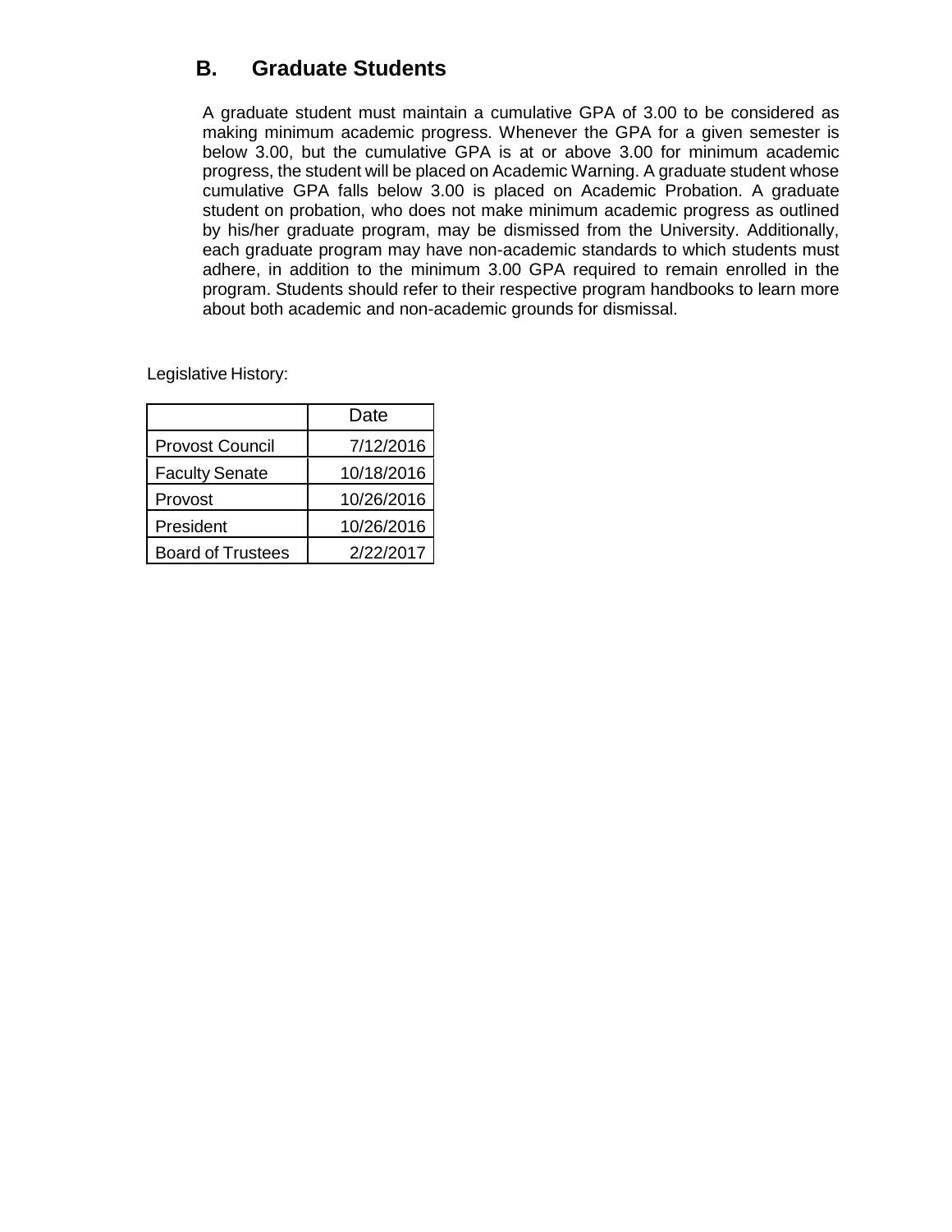## B. Graduate Students

A graduate student must maintain a cumulative GPA of 3.00 to be considered as making minimum academic progress. Whenever the GPA for a given semester is below 3.00, but the cumulative GPA is at or above 3.00 for minimum academic progress, the student will be placed on Academic Warning. A graduate student whose cumulative GPA falls below 3.00 is placed on Academic Probation. A graduate student on probation, who does not make minimum academic progress as outlined by his/her graduate program, may be dismissed from the University. Additionally, each graduate program may have non-academic standards to which students must adhere, in addition to the minimum 3.00 GPA required to remain enrolled in the program. Students should refer to their respective program handbooks to learn more about both academic and non-academic grounds for dismissal.

Legislative History:

| | Date |
|---|---|
| Provost Council | 7/12/2016 |
| Faculty Senate | 10/18/2016 |
| Provost | 10/26/2016 |
| President | 10/26/2016 |
| Board of Trustees | 2/22/2017 |